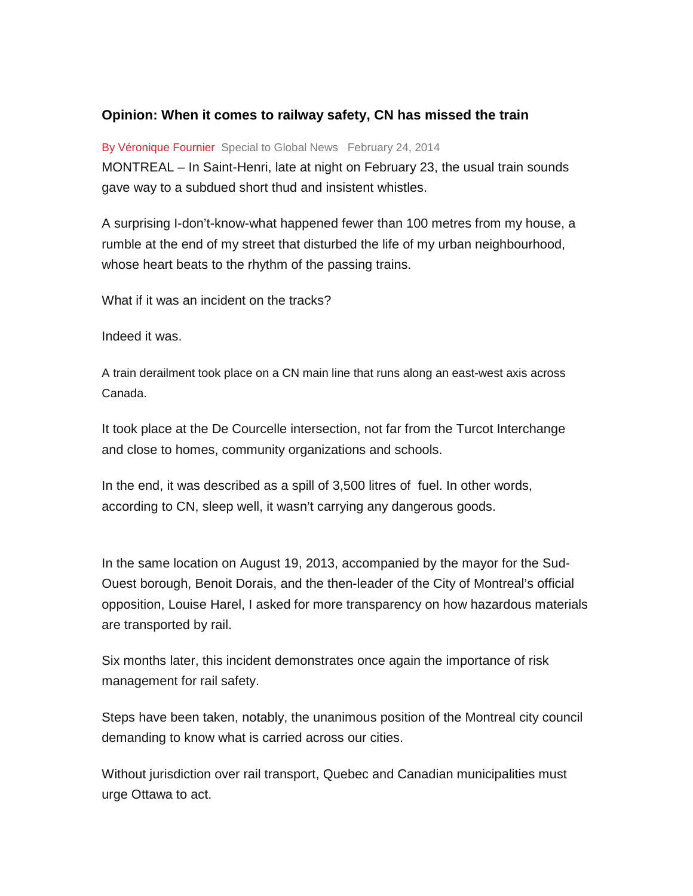### Opinion: When it comes to railway safety, CN has missed the train

By Véronique Fournier Special to Global News February 24, 2014

MONTREAL – In Saint-Henri, late at night on February 23, the usual train sounds gave way to a subdued short thud and insistent whistles.

A surprising I-don't-know-what happened fewer than 100 metres from my house, a rumble at the end of my street that disturbed the life of my urban neighbourhood, whose heart beats to the rhythm of the passing trains.

What if it was an incident on the tracks?

Indeed it was.

A train derailment took place on a CN main line that runs along an east-west axis across Canada.

It took place at the De Courcelle intersection, not far from the Turcot Interchange and close to homes, community organizations and schools.

In the end, it was described as a spill of 3,500 litres of fuel. In other words, according to CN, sleep well, it wasn't carrying any dangerous goods.

In the same location on August 19, 2013, accompanied by the mayor for the Sud-Ouest borough, Benoit Dorais, and the then-leader of the City of Montreal's official opposition, Louise Harel, I asked for more transparency on how hazardous materials are transported by rail.

Six months later, this incident demonstrates once again the importance of risk management for rail safety.

Steps have been taken, notably, the unanimous position of the Montreal city council demanding to know what is carried across our cities.

Without jurisdiction over rail transport, Quebec and Canadian municipalities must urge Ottawa to act.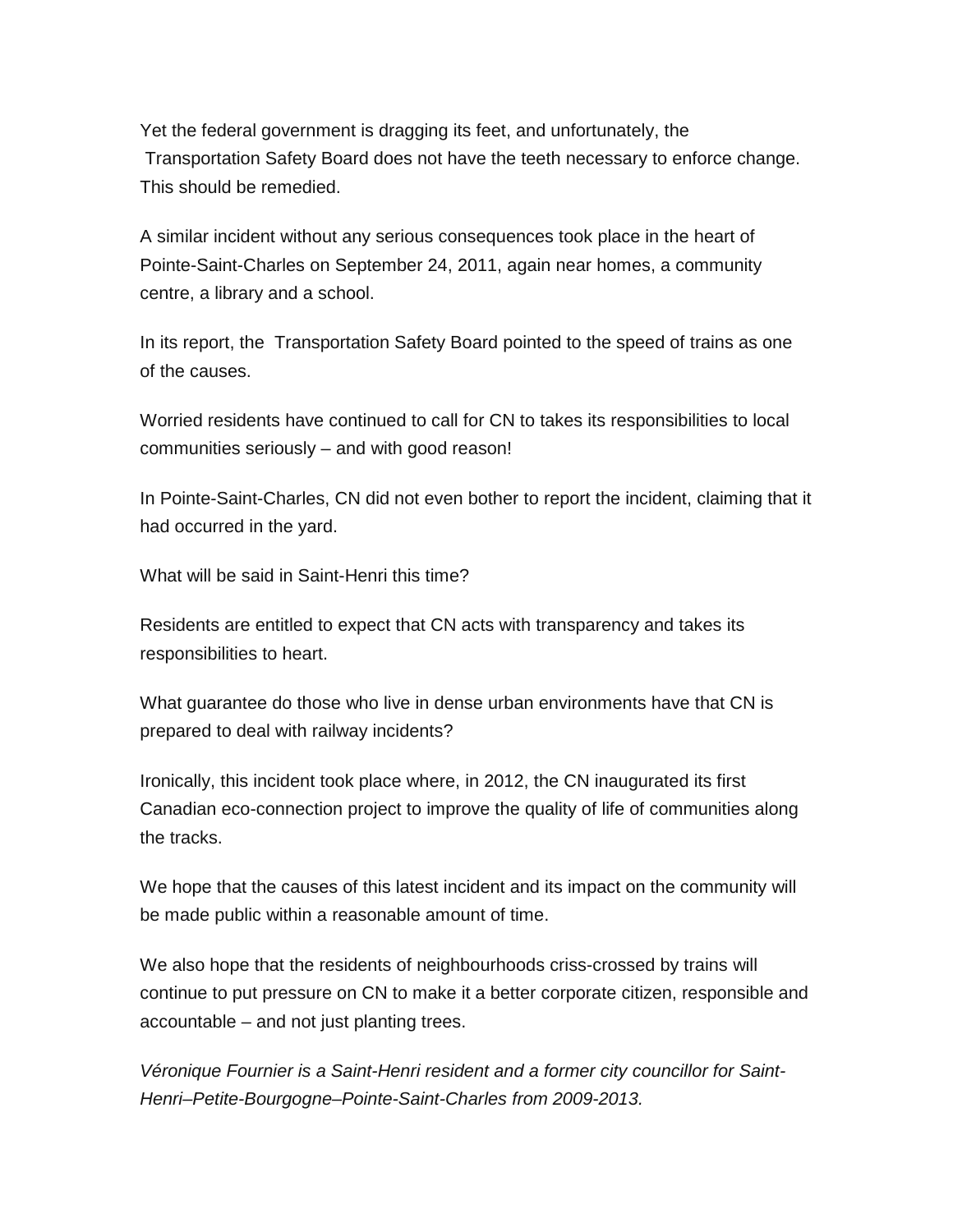Yet the federal government is dragging its feet, and unfortunately, the Transportation Safety Board does not have the teeth necessary to enforce change. This should be remedied.

A similar incident without any serious consequences took place in the heart of Pointe-Saint-Charles on September 24, 2011, again near homes, a community centre, a library and a school.

In its report, the Transportation Safety Board pointed to the speed of trains as one of the causes.

Worried residents have continued to call for CN to takes its responsibilities to local communities seriously – and with good reason!

In Pointe-Saint-Charles, CN did not even bother to report the incident, claiming that it had occurred in the yard.

What will be said in Saint-Henri this time?

Residents are entitled to expect that CN acts with transparency and takes its responsibilities to heart.

What guarantee do those who live in dense urban environments have that CN is prepared to deal with railway incidents?

Ironically, this incident took place where, in 2012, the CN inaugurated its first Canadian eco-connection project to improve the quality of life of communities along the tracks.

We hope that the causes of this latest incident and its impact on the community will be made public within a reasonable amount of time.

We also hope that the residents of neighbourhoods criss-crossed by trains will continue to put pressure on CN to make it a better corporate citizen, responsible and accountable – and not just planting trees.

*Véronique Fournier is a Saint-Henri resident and a former city councillor for Saint-Henri–Petite-Bourgogne–Pointe-Saint-Charles from 2009-2013.*